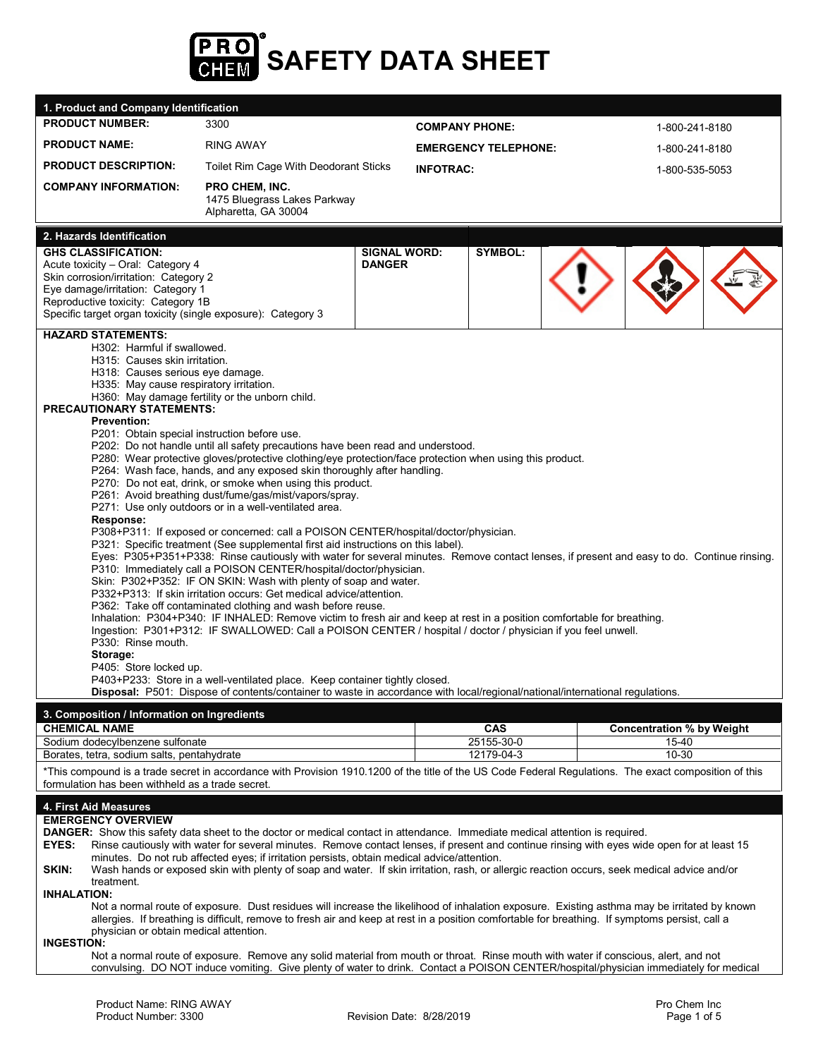# PRO CHEM SAFETY DATA SHEET

## 1. Product and Company Identification

| | | | |
|---|---|---|---|
| **PRODUCT NUMBER:** | 3300 | **COMPANY PHONE:** | 1-800-241-8180 |
| **PRODUCT NAME:** | RING AWAY | **EMERGENCY TELEPHONE:** | 1-800-241-8180 |
| **PRODUCT DESCRIPTION:** | Toilet Rim Cage With Deodorant Sticks | **INFOTRAC:** | 1-800-535-5053 |
| **COMPANY INFORMATION:** | **PRO CHEM, INC.** 1475 Bluegrass Lakes Parkway Alpharetta, GA 30004 | | |

## 2. Hazards Identification

**GHS CLASSIFICATION:**
Acute toxicity – Oral: Category 4
Skin corrosion/irritation: Category 2
Eye damage/irritation: Category 1
Reproductive toxicity: Category 1B
Specific target organ toxicity (single exposure): Category 3

**SIGNAL WORD:** **DANGER**

**SYMBOL:**

**HAZARD STATEMENTS:**
- H302: Harmful if swallowed.
- H315: Causes skin irritation.
- H318: Causes serious eye damage.
- H335: May cause respiratory irritation.
- H360: May damage fertility or the unborn child.

**PRECAUTIONARY STATEMENTS:**

**Prevention:**
- P201: Obtain special instruction before use.
- P202: Do not handle until all safety precautions have been read and understood.
- P280: Wear protective gloves/protective clothing/eye protection/face protection when using this product.
- P264: Wash face, hands, and any exposed skin thoroughly after handling.
- P270: Do not eat, drink, or smoke when using this product.
- P261: Avoid breathing dust/fume/gas/mist/vapors/spray.
- P271: Use only outdoors or in a well-ventilated area.

**Response:**
- P308+P311: If exposed or concerned: call a POISON CENTER/hospital/doctor/physician.
- P321: Specific treatment (See supplemental first aid instructions on this label).
- Eyes: P305+P351+P338: Rinse cautiously with water for several minutes. Remove contact lenses, if present and easy to do. Continue rinsing.
- P310: Immediately call a POISON CENTER/hospital/doctor/physician.
- Skin: P302+P352: IF ON SKIN: Wash with plenty of soap and water.
- P332+P313: If skin irritation occurs: Get medical advice/attention.
- P362: Take off contaminated clothing and wash before reuse.
- Inhalation: P304+P340: IF INHALED: Remove victim to fresh air and keep at rest in a position comfortable for breathing.
- Ingestion: P301+P312: IF SWALLOWED: Call a POISON CENTER / hospital / doctor / physician if you feel unwell.
- P330: Rinse mouth.

**Storage:**
- P405: Store locked up.
- P403+P233: Store in a well-ventilated place. Keep container tightly closed.

**Disposal:** P501: Dispose of contents/container to waste in accordance with local/regional/national/international regulations.

## 3. Composition / Information on Ingredients

| CHEMICAL NAME | CAS | Concentration % by Weight |
|---|---|---|
| Sodium dodecylbenzene sulfonate | 25155-30-0 | 15-40 |
| Borates, tetra, sodium salts, pentahydrate | 12179-04-3 | 10-30 |

*This compound is a trade secret in accordance with Provision 1910.1200 of the title of the US Code Federal Regulations. The exact composition of this formulation has been withheld as a trade secret.

## 4. First Aid Measures

**EMERGENCY OVERVIEW**

**DANGER:** Show this safety data sheet to the doctor or medical contact in attendance. Immediate medical attention is required.

**EYES:** Rinse cautiously with water for several minutes. Remove contact lenses, if present and continue rinsing with eyes wide open for at least 15 minutes. Do not rub affected eyes; if irritation persists, obtain medical advice/attention.

**SKIN:** Wash hands or exposed skin with plenty of soap and water. If skin irritation, rash, or allergic reaction occurs, seek medical advice and/or treatment.

**INHALATION:**
Not a normal route of exposure. Dust residues will increase the likelihood of inhalation exposure. Existing asthma may be irritated by known allergies. If breathing is difficult, remove to fresh air and keep at rest in a position comfortable for breathing. If symptoms persist, call a physician or obtain medical attention.

**INGESTION:**
Not a normal route of exposure. Remove any solid material from mouth or throat. Rinse mouth with water if conscious, alert, and not convulsing. DO NOT induce vomiting. Give plenty of water to drink. Contact a POISON CENTER/hospital/physician immediately for medical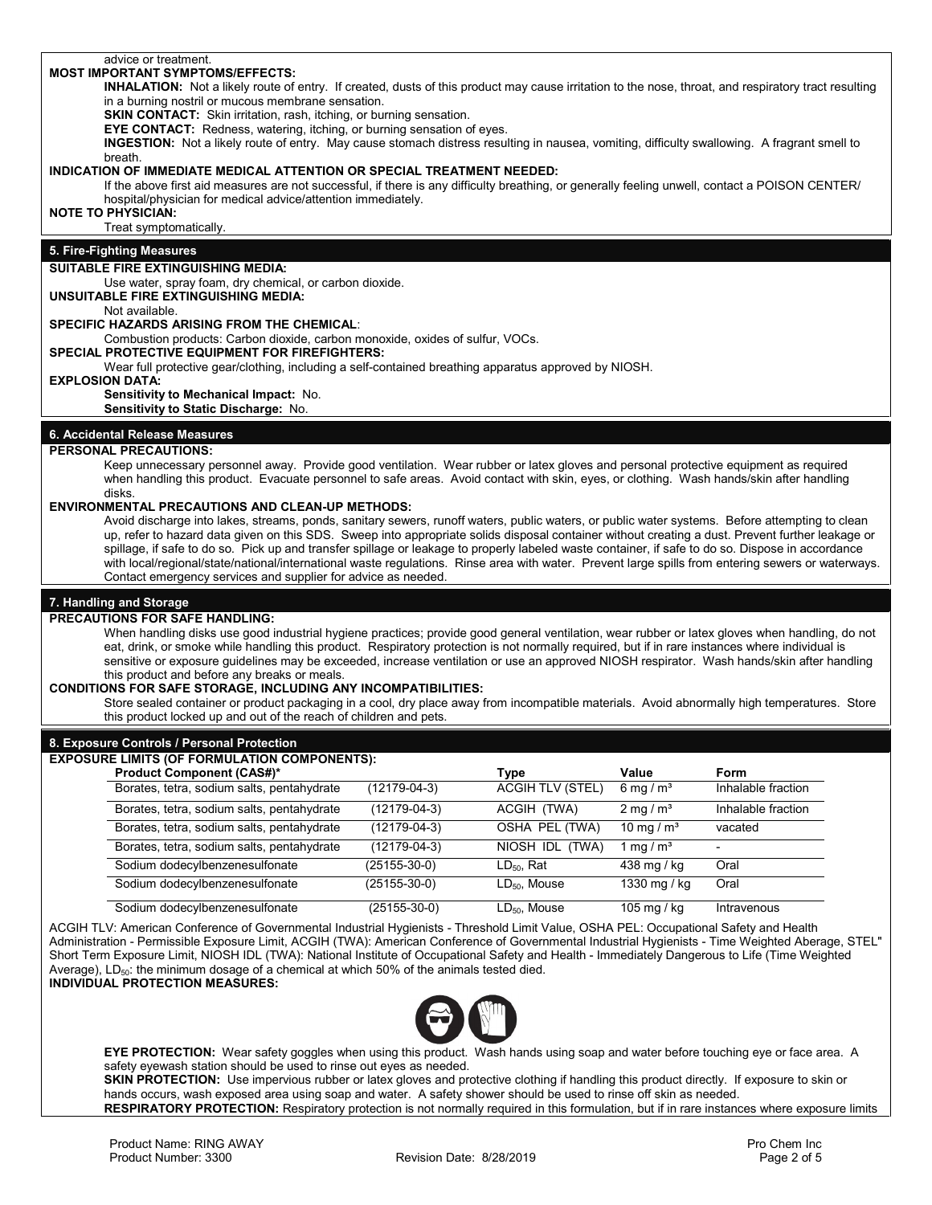advice or treatment.

**MOST IMPORTANT SYMPTOMS/EFFECTS:**

**INHALATION:** Not a likely route of entry. If created, dusts of this product may cause irritation to the nose, throat, and respiratory tract resulting in a burning nostril or mucous membrane sensation.

**SKIN CONTACT:** Skin irritation, rash, itching, or burning sensation.

**EYE CONTACT:** Redness, watering, itching, or burning sensation of eyes.

**INGESTION:** Not a likely route of entry. May cause stomach distress resulting in nausea, vomiting, difficulty swallowing. A fragrant smell to breath.

**INDICATION OF IMMEDIATE MEDICAL ATTENTION OR SPECIAL TREATMENT NEEDED:**

If the above first aid measures are not successful, if there is any difficulty breathing, or generally feeling unwell, contact a POISON CENTER/ hospital/physician for medical advice/attention immediately.

**NOTE TO PHYSICIAN:**

Treat symptomatically.

## 5. Fire-Fighting Measures

**SUITABLE FIRE EXTINGUISHING MEDIA:**

Use water, spray foam, dry chemical, or carbon dioxide.

**UNSUITABLE FIRE EXTINGUISHING MEDIA:**

Not available.

**SPECIFIC HAZARDS ARISING FROM THE CHEMICAL:**

Combustion products: Carbon dioxide, carbon monoxide, oxides of sulfur, VOCs.

**SPECIAL PROTECTIVE EQUIPMENT FOR FIREFIGHTERS:**

Wear full protective gear/clothing, including a self-contained breathing apparatus approved by NIOSH.

**EXPLOSION DATA:**

**Sensitivity to Mechanical Impact:** No.

**Sensitivity to Static Discharge:** No.

## 6. Accidental Release Measures

**PERSONAL PRECAUTIONS:**

Keep unnecessary personnel away. Provide good ventilation. Wear rubber or latex gloves and personal protective equipment as required when handling this product. Evacuate personnel to safe areas. Avoid contact with skin, eyes, or clothing. Wash hands/skin after handling disks.

**ENVIRONMENTAL PRECAUTIONS AND CLEAN-UP METHODS:**

Avoid discharge into lakes, streams, ponds, sanitary sewers, runoff waters, public waters, or public water systems. Before attempting to clean up, refer to hazard data given on this SDS. Sweep into appropriate solids disposal container without creating a dust. Prevent further leakage or spillage, if safe to do so. Pick up and transfer spillage or leakage to properly labeled waste container, if safe to do so. Dispose in accordance with local/regional/state/national/international waste regulations. Rinse area with water. Prevent large spills from entering sewers or waterways. Contact emergency services and supplier for advice as needed.

## 7. Handling and Storage

**PRECAUTIONS FOR SAFE HANDLING:**

When handling disks use good industrial hygiene practices; provide good general ventilation, wear rubber or latex gloves when handling, do not eat, drink, or smoke while handling this product. Respiratory protection is not normally required, but if in rare instances where individual is sensitive or exposure guidelines may be exceeded, increase ventilation or use an approved NIOSH respirator. Wash hands/skin after handling this product and before any breaks or meals.

**CONDITIONS FOR SAFE STORAGE, INCLUDING ANY INCOMPATIBILITIES:**

Store sealed container or product packaging in a cool, dry place away from incompatible materials. Avoid abnormally high temperatures. Store this product locked up and out of the reach of children and pets.

## 8. Exposure Controls / Personal Protection

**EXPOSURE LIMITS (OF FORMULATION COMPONENTS):**

| Product Component (CAS#)* | | Type | Value | Form |
|---|---|---|---|---|
| Borates, tetra, sodium salts, pentahydrate | (12179-04-3) | ACGIH TLV (STEL) | 6 mg / m³ | Inhalable fraction |
| Borates, tetra, sodium salts, pentahydrate | (12179-04-3) | ACGIH (TWA) | 2 mg / m³ | Inhalable fraction |
| Borates, tetra, sodium salts, pentahydrate | (12179-04-3) | OSHA PEL (TWA) | 10 mg / m³ | vacated |
| Borates, tetra, sodium salts, pentahydrate | (12179-04-3) | NIOSH IDL (TWA) | 1 mg / m³ | - |
| Sodium dodecylbenzenesulfonate | (25155-30-0) | $LD_{50}$, Rat | 438 mg / kg | Oral |
| Sodium dodecylbenzenesulfonate | (25155-30-0) | $LD_{50}$, Mouse | 1330 mg / kg | Oral |
| Sodium dodecylbenzenesulfonate | (25155-30-0) | $LD_{50}$, Mouse | 105 mg / kg | Intravenous |

ACGIH TLV: American Conference of Governmental Industrial Hygienists - Threshold Limit Value, OSHA PEL: Occupational Safety and Health Administration - Permissible Exposure Limit, ACGIH (TWA): American Conference of Governmental Industrial Hygienists - Time Weighted Aberage, STEL" Short Term Exposure Limit, NIOSH IDL (TWA): National Institute of Occupational Safety and Health - Immediately Dangerous to Life (Time Weighted Average), $LD_{50}$: the minimum dosage of a chemical at which 50% of the animals tested died.

**INDIVIDUAL PROTECTION MEASURES:**

**EYE PROTECTION:** Wear safety goggles when using this product. Wash hands using soap and water before touching eye or face area. A safety eyewash station should be used to rinse out eyes as needed.

**SKIN PROTECTION:** Use impervious rubber or latex gloves and protective clothing if handling this product directly. If exposure to skin or hands occurs, wash exposed area using soap and water. A safety shower should be used to rinse off skin as needed.

**RESPIRATORY PROTECTION:** Respiratory protection is not normally required in this formulation, but if in rare instances where exposure limits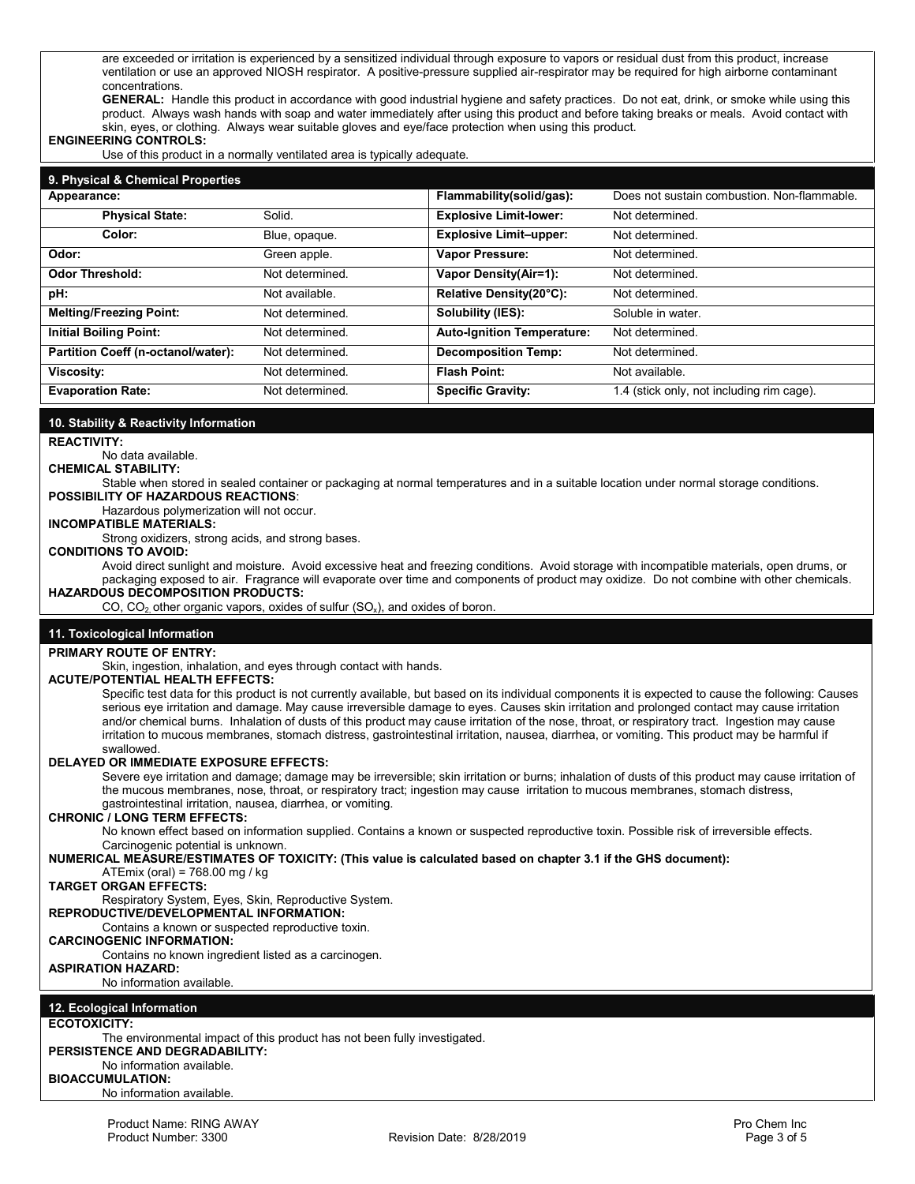are exceeded or irritation is experienced by a sensitized individual through exposure to vapors or residual dust from this product, increase ventilation or use an approved NIOSH respirator. A positive-pressure supplied air-respirator may be required for high airborne contaminant concentrations.

**GENERAL:** Handle this product in accordance with good industrial hygiene and safety practices. Do not eat, drink, or smoke while using this product. Always wash hands with soap and water immediately after using this product and before taking breaks or meals. Avoid contact with skin, eyes, or clothing. Always wear suitable gloves and eye/face protection when using this product.

**ENGINEERING CONTROLS:**

Use of this product in a normally ventilated area is typically adequate.

## 9. Physical & Chemical Properties

| Property | Value | Property | Value |
|---|---|---|---|
| **Appearance:** | | **Flammability(solid/gas):** | Does not sustain combustion. Non-flammable. |
| **Physical State:** | Solid. | **Explosive Limit-lower:** | Not determined. |
| **Color:** | Blue, opaque. | **Explosive Limit–upper:** | Not determined. |
| **Odor:** | Green apple. | **Vapor Pressure:** | Not determined. |
| **Odor Threshold:** | Not determined. | **Vapor Density(Air=1):** | Not determined. |
| **pH:** | Not available. | **Relative Density(20°C):** | Not determined. |
| **Melting/Freezing Point:** | Not determined. | **Solubility (IES):** | Soluble in water. |
| **Initial Boiling Point:** | Not determined. | **Auto-Ignition Temperature:** | Not determined. |
| **Partition Coeff (n-octanol/water):** | Not determined. | **Decomposition Temp:** | Not determined. |
| **Viscosity:** | Not determined. | **Flash Point:** | Not available. |
| **Evaporation Rate:** | Not determined. | **Specific Gravity:** | 1.4 (stick only, not including rim cage). |

## 10. Stability & Reactivity Information

**REACTIVITY:**

No data available.

**CHEMICAL STABILITY:**

Stable when stored in sealed container or packaging at normal temperatures and in a suitable location under normal storage conditions.

**POSSIBILITY OF HAZARDOUS REACTIONS:**

Hazardous polymerization will not occur.

**INCOMPATIBLE MATERIALS:**

Strong oxidizers, strong acids, and strong bases.

**CONDITIONS TO AVOID:**

Avoid direct sunlight and moisture. Avoid excessive heat and freezing conditions. Avoid storage with incompatible materials, open drums, or packaging exposed to air. Fragrance will evaporate over time and components of product may oxidize. Do not combine with other chemicals.

**HAZARDOUS DECOMPOSITION PRODUCTS:**

CO, $CO_2$, other organic vapors, oxides of sulfur ($SO_x$), and oxides of boron.

## 11. Toxicological Information

**PRIMARY ROUTE OF ENTRY:**

Skin, ingestion, inhalation, and eyes through contact with hands.

**ACUTE/POTENTIAL HEALTH EFFECTS:**

Specific test data for this product is not currently available, but based on its individual components it is expected to cause the following: Causes serious eye irritation and damage. May cause irreversible damage to eyes. Causes skin irritation and prolonged contact may cause irritation and/or chemical burns. Inhalation of dusts of this product may cause irritation of the nose, throat, or respiratory tract. Ingestion may cause irritation to mucous membranes, stomach distress, gastrointestinal irritation, nausea, diarrhea, or vomiting. This product may be harmful if swallowed.

**DELAYED OR IMMEDIATE EXPOSURE EFFECTS:**

Severe eye irritation and damage; damage may be irreversible; skin irritation or burns; inhalation of dusts of this product may cause irritation of the mucous membranes, nose, throat, or respiratory tract; ingestion may cause irritation to mucous membranes, stomach distress, gastrointestinal irritation, nausea, diarrhea, or vomiting.

**CHRONIC / LONG TERM EFFECTS:**

No known effect based on information supplied. Contains a known or suspected reproductive toxin. Possible risk of irreversible effects. Carcinogenic potential is unknown.

**NUMERICAL MEASURE/ESTIMATES OF TOXICITY: (This value is calculated based on chapter 3.1 if the GHS document):**

ATEmix (oral) = 768.00 mg / kg

**TARGET ORGAN EFFECTS:**

Respiratory System, Eyes, Skin, Reproductive System.

**REPRODUCTIVE/DEVELOPMENTAL INFORMATION:**

Contains a known or suspected reproductive toxin.

**CARCINOGENIC INFORMATION:**

Contains no known ingredient listed as a carcinogen.

**ASPIRATION HAZARD:**

No information available.

## 12. Ecological Information

**ECOTOXICITY:**

The environmental impact of this product has not been fully investigated.

**PERSISTENCE AND DEGRADABILITY:**

No information available.

**BIOACCUMULATION:**

No information available.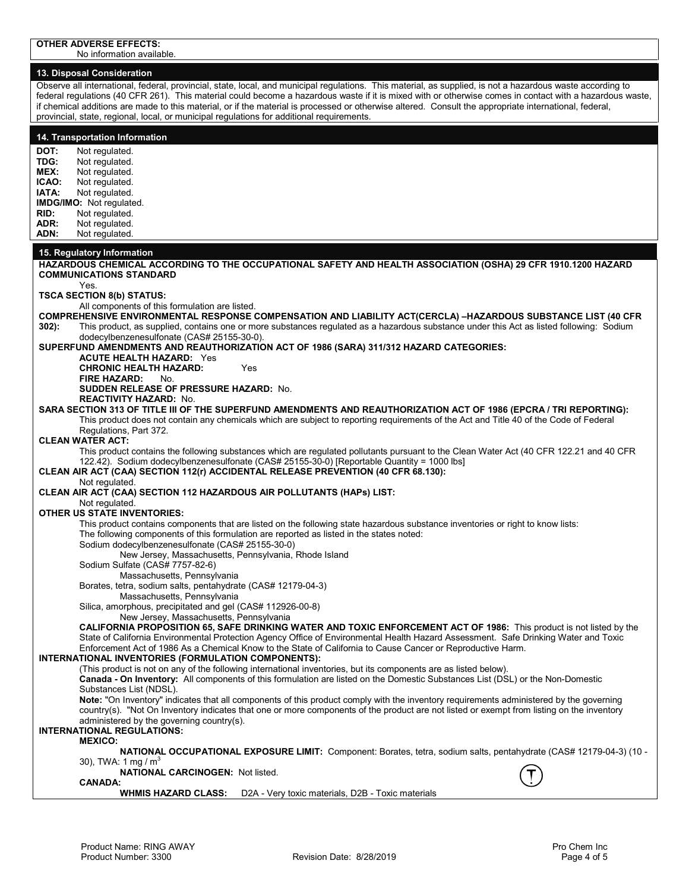**OTHER ADVERSE EFFECTS:**

No information available.

## 13. Disposal Consideration

Observe all international, federal, provincial, state, local, and municipal regulations. This material, as supplied, is not a hazardous waste according to federal regulations (40 CFR 261). This material could become a hazardous waste if it is mixed with or otherwise comes in contact with a hazardous waste, if chemical additions are made to this material, or if the material is processed or otherwise altered. Consult the appropriate international, federal, provincial, state, regional, local, or municipal regulations for additional requirements.

## 14. Transportation Information

**DOT:** Not regulated.
**TDG:** Not regulated.
**MEX:** Not regulated.
**ICAO:** Not regulated.
**IATA:** Not regulated.
**IMDG/IMO:** Not regulated.
**RID:** Not regulated.
**ADR:** Not regulated.
**ADN:** Not regulated.

## 15. Regulatory Information

**HAZARDOUS CHEMICAL ACCORDING TO THE OCCUPATIONAL SAFETY AND HEALTH ASSOCIATION (OSHA) 29 CFR 1910.1200 HAZARD COMMUNICATIONS STANDARD**

Yes.

**TSCA SECTION 8(b) STATUS:**

All components of this formulation are listed.

**COMPREHENSIVE ENVIRONMENTAL RESPONSE COMPENSATION AND LIABILITY ACT(CERCLA) –HAZARDOUS SUBSTANCE LIST (40 CFR 302):** This product, as supplied, contains one or more substances regulated as a hazardous substance under this Act as listed following: Sodium dodecylbenzenesulfonate (CAS# 25155-30-0).

**SUPERFUND AMENDMENTS AND REAUTHORIZATION ACT OF 1986 (SARA) 311/312 HAZARD CATEGORIES:**

**ACUTE HEALTH HAZARD:** Yes
**CHRONIC HEALTH HAZARD:** Yes
**FIRE HAZARD:** No.
**SUDDEN RELEASE OF PRESSURE HAZARD:** No.
**REACTIVITY HAZARD:** No.

**SARA SECTION 313 OF TITLE III OF THE SUPERFUND AMENDMENTS AND REAUTHORIZATION ACT OF 1986 (EPCRA / TRI REPORTING):**

This product does not contain any chemicals which are subject to reporting requirements of the Act and Title 40 of the Code of Federal Regulations, Part 372.

**CLEAN WATER ACT:**

This product contains the following substances which are regulated pollutants pursuant to the Clean Water Act (40 CFR 122.21 and 40 CFR 122.42). Sodium dodecylbenzenesulfonate (CAS# 25155-30-0) [Reportable Quantity = 1000 lbs]

**CLEAN AIR ACT (CAA) SECTION 112(r) ACCIDENTAL RELEASE PREVENTION (40 CFR 68.130):**

Not regulated.

**CLEAN AIR ACT (CAA) SECTION 112 HAZARDOUS AIR POLLUTANTS (HAPs) LIST:**

Not regulated.

**OTHER US STATE INVENTORIES:**

This product contains components that are listed on the following state hazardous substance inventories or right to know lists:
The following components of this formulation are reported as listed in the states noted:

Sodium dodecylbenzenesulfonate (CAS# 25155-30-0)
New Jersey, Massachusetts, Pennsylvania, Rhode Island

Sodium Sulfate (CAS# 7757-82-6)
Massachusetts, Pennsylvania

Borates, tetra, sodium salts, pentahydrate (CAS# 12179-04-3)
Massachusetts, Pennsylvania

Silica, amorphous, precipitated and gel (CAS# 112926-00-8)
New Jersey, Massachusetts, Pennsylvania

**CALIFORNIA PROPOSITION 65, SAFE DRINKING WATER AND TOXIC ENFORCEMENT ACT OF 1986:** This product is not listed by the State of California Environmental Protection Agency Office of Environmental Health Hazard Assessment. Safe Drinking Water and Toxic Enforcement Act of 1986 As a Chemical Know to the State of California to Cause Cancer or Reproductive Harm.

**INTERNATIONAL INVENTORIES (FORMULATION COMPONENTS):**

(This product is not on any of the following international inventories, but its components are as listed below).

**Canada - On Inventory:** All components of this formulation are listed on the Domestic Substances List (DSL) or the Non-Domestic Substances List (NDSL).

**Note:** "On Inventory" indicates that all components of this product comply with the inventory requirements administered by the governing country(s). "Not On Inventory indicates that one or more components of the product are not listed or exempt from listing on the inventory administered by the governing country(s).

**INTERNATIONAL REGULATIONS:**

**MEXICO:**

**NATIONAL OCCUPATIONAL EXPOSURE LIMIT:** Component: Borates, tetra, sodium salts, pentahydrate (CAS# 12179-04-3) (10 - 30), TWA: 1 mg / $m^3$

**NATIONAL CARCINOGEN:** Not listed.

**CANADA:**

**WHMIS HAZARD CLASS:** D2A - Very toxic materials, D2B - Toxic materials

Product Name: RING AWAY
Product Number: 3300
Revision Date: 8/28/2019
Pro Chem Inc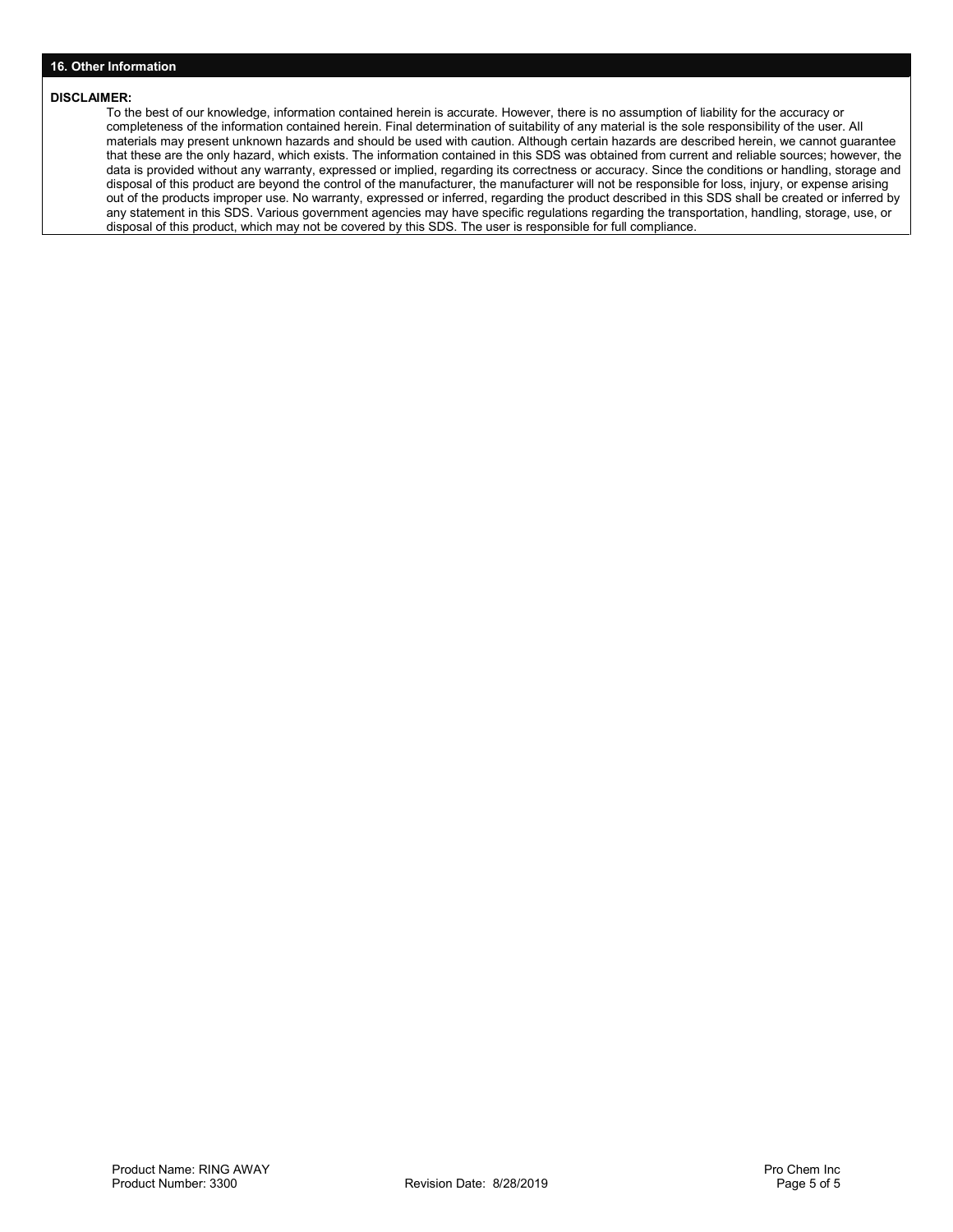## 16. Other Information

**DISCLAIMER:**

To the best of our knowledge, information contained herein is accurate. However, there is no assumption of liability for the accuracy or completeness of the information contained herein. Final determination of suitability of any material is the sole responsibility of the user. All materials may present unknown hazards and should be used with caution. Although certain hazards are described herein, we cannot guarantee that these are the only hazard, which exists. The information contained in this SDS was obtained from current and reliable sources; however, the data is provided without any warranty, expressed or implied, regarding its correctness or accuracy. Since the conditions or handling, storage and disposal of this product are beyond the control of the manufacturer, the manufacturer will not be responsible for loss, injury, or expense arising out of the products improper use. No warranty, expressed or inferred, regarding the product described in this SDS shall be created or inferred by any statement in this SDS. Various government agencies may have specific regulations regarding the transportation, handling, storage, use, or disposal of this product, which may not be covered by this SDS. The user is responsible for full compliance.